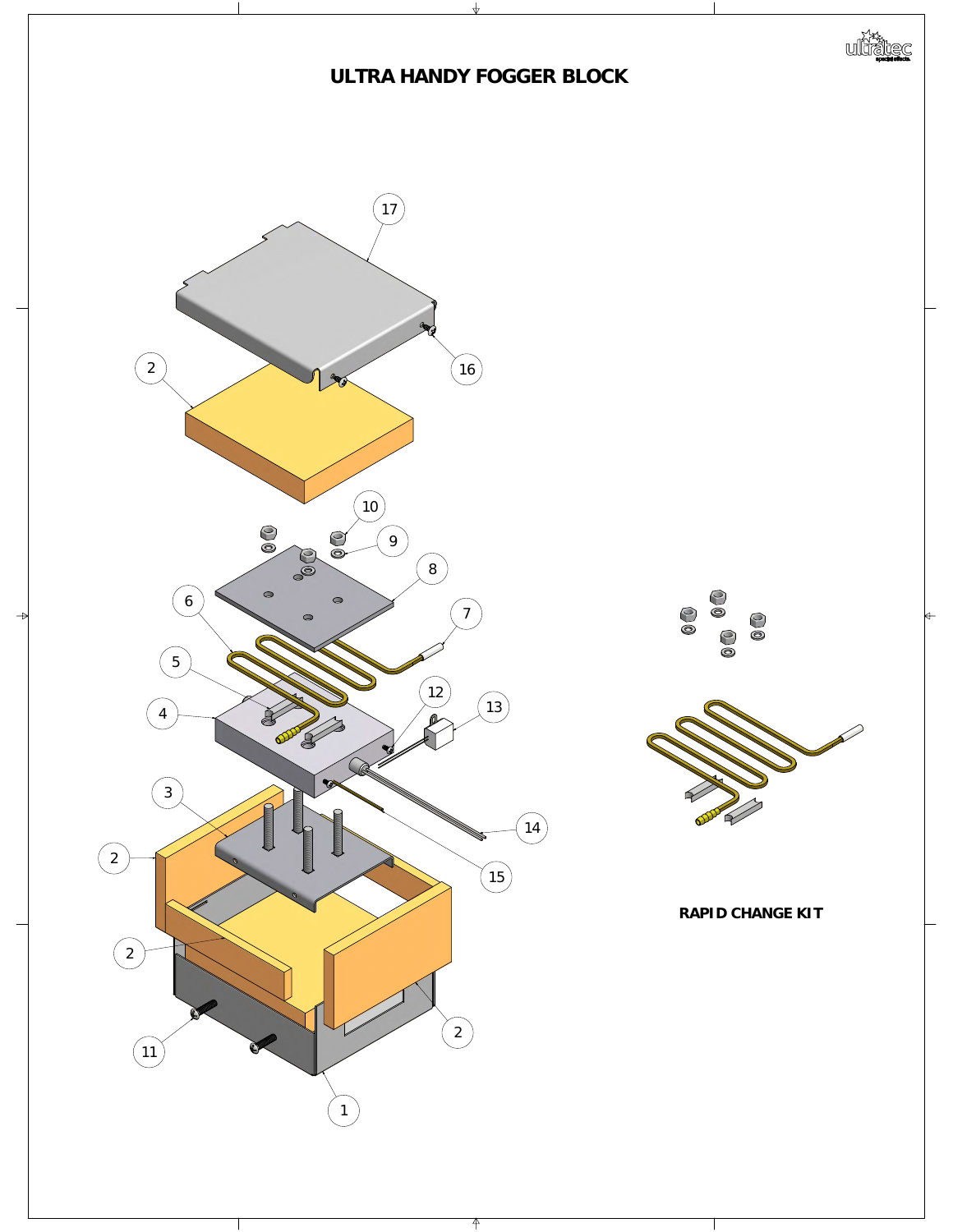# ULTRA HANDY FOGGER BLOCK

17

2

16

10

9

8

7

6

5

12

13

4

3

14

2

15

2

2

11

1

RAPID CHANGE KIT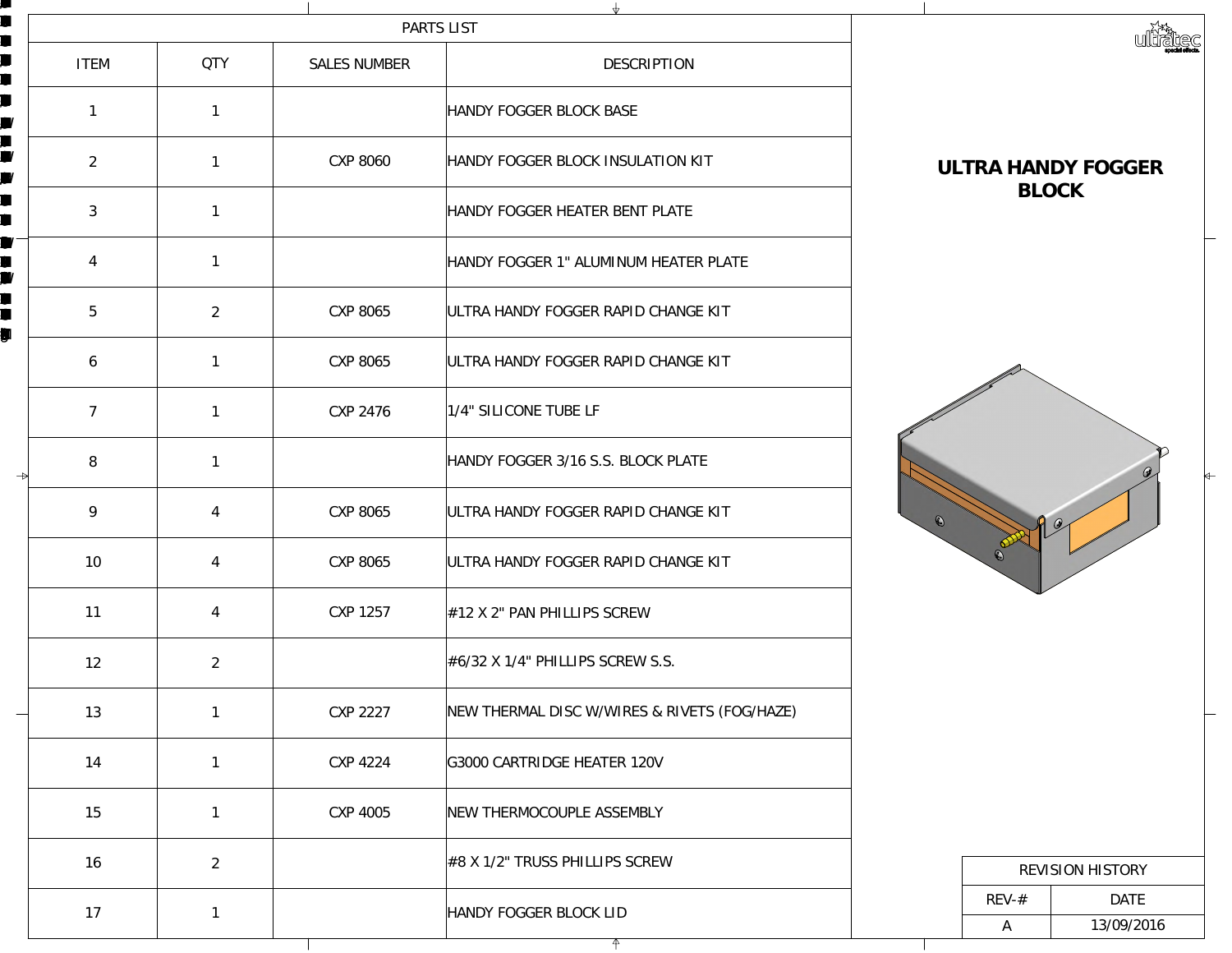## PARTS LIST

| ITEM | QTY | SALES NUMBER | DESCRIPTION |
|---|---|---|---|
| 1 | 1 | | HANDY FOGGER BLOCK BASE |
| 2 | 1 | CXP 8060 | HANDY FOGGER BLOCK INSULATION KIT |
| 3 | 1 | | HANDY FOGGER HEATER BENT PLATE |
| 4 | 1 | | HANDY FOGGER 1" ALUMINUM HEATER PLATE |
| 5 | 2 | CXP 8065 | ULTRA HANDY FOGGER RAPID CHANGE KIT |
| 6 | 1 | CXP 8065 | ULTRA HANDY FOGGER RAPID CHANGE KIT |
| 7 | 1 | CXP 2476 | 1/4" SILICONE TUBE LF |
| 8 | 1 | | HANDY FOGGER 3/16 S.S. BLOCK PLATE |
| 9 | 4 | CXP 8065 | ULTRA HANDY FOGGER RAPID CHANGE KIT |
| 10 | 4 | CXP 8065 | ULTRA HANDY FOGGER RAPID CHANGE KIT |
| 11 | 4 | CXP 1257 | #12 X 2" PAN PHILLIPS SCREW |
| 12 | 2 | | #6/32 X 1/4" PHILLIPS SCREW S.S. |
| 13 | 1 | CXP 2227 | NEW THERMAL DISC W/WIRES & RIVETS (FOG/HAZE) |
| 14 | 1 | CXP 4224 | G3000 CARTRIDGE HEATER 120V |
| 15 | 1 | CXP 4005 | NEW THERMOCOUPLE ASSEMBLY |
| 16 | 2 | | #8 X 1/2" TRUSS PHILLIPS SCREW |
| 17 | 1 | | HANDY FOGGER BLOCK LID |

ultratec special effects

# ULTRA HANDY FOGGER BLOCK

| REVISION HISTORY | |
|---|---|
| REV-# | DATE |
| A | 13/09/2016 |